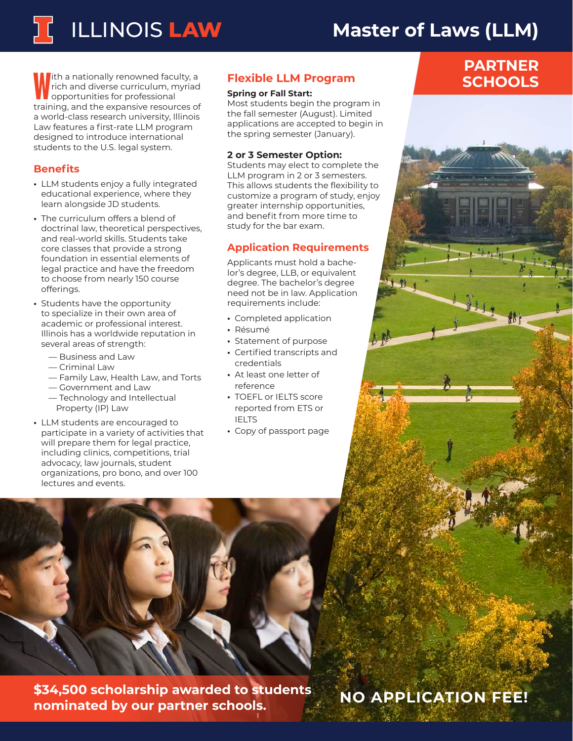# ILLINOIS LAW

# Master of Laws (LLM)

## PARTNER SCHOOLS

With a nationally renowned faculty, a rich and diverse curriculum, myriad opportunities for professional training, and the expansive resources of a world-class research university, Illinois Law features a first-rate LLM program designed to introduce international students to the U.S. legal system.

## Benefits

- LLM students enjoy a fully integrated educational experience, where they learn alongside JD students.
- The curriculum offers a blend of doctrinal law, theoretical perspectives, and real-world skills. Students take core classes that provide a strong foundation in essential elements of legal practice and have the freedom to choose from nearly 150 course offerings.
- Students have the opportunity to specialize in their own area of academic or professional interest. Illinois has a worldwide reputation in several areas of strength:
  - — Business and Law
  - — Criminal Law
  - — Family Law, Health Law, and Torts
  - — Government and Law
  - — Technology and Intellectual Property (IP) Law
- LLM students are encouraged to participate in a variety of activities that will prepare them for legal practice, including clinics, competitions, trial advocacy, law journals, student organizations, pro bono, and over 100 lectures and events.

## Flexible LLM Program

**Spring or Fall Start:**
Most students begin the program in the fall semester (August). Limited applications are accepted to begin in the spring semester (January).

**2 or 3 Semester Option:**
Students may elect to complete the LLM program in 2 or 3 semesters. This allows students the flexibility to customize a program of study, enjoy greater internship opportunities, and benefit from more time to study for the bar exam.

## Application Requirements

Applicants must hold a bachelor's degree, LLB, or equivalent degree. The bachelor's degree need not be in law. Application requirements include:

- Completed application
- Résumé
- Statement of purpose
- Certified transcripts and credentials
- At least one letter of reference
- TOEFL or IELTS score reported from ETS or IELTS
- Copy of passport page

**$34,500 scholarship awarded to students nominated by our partner schools.**

**NO APPLICATION FEE!**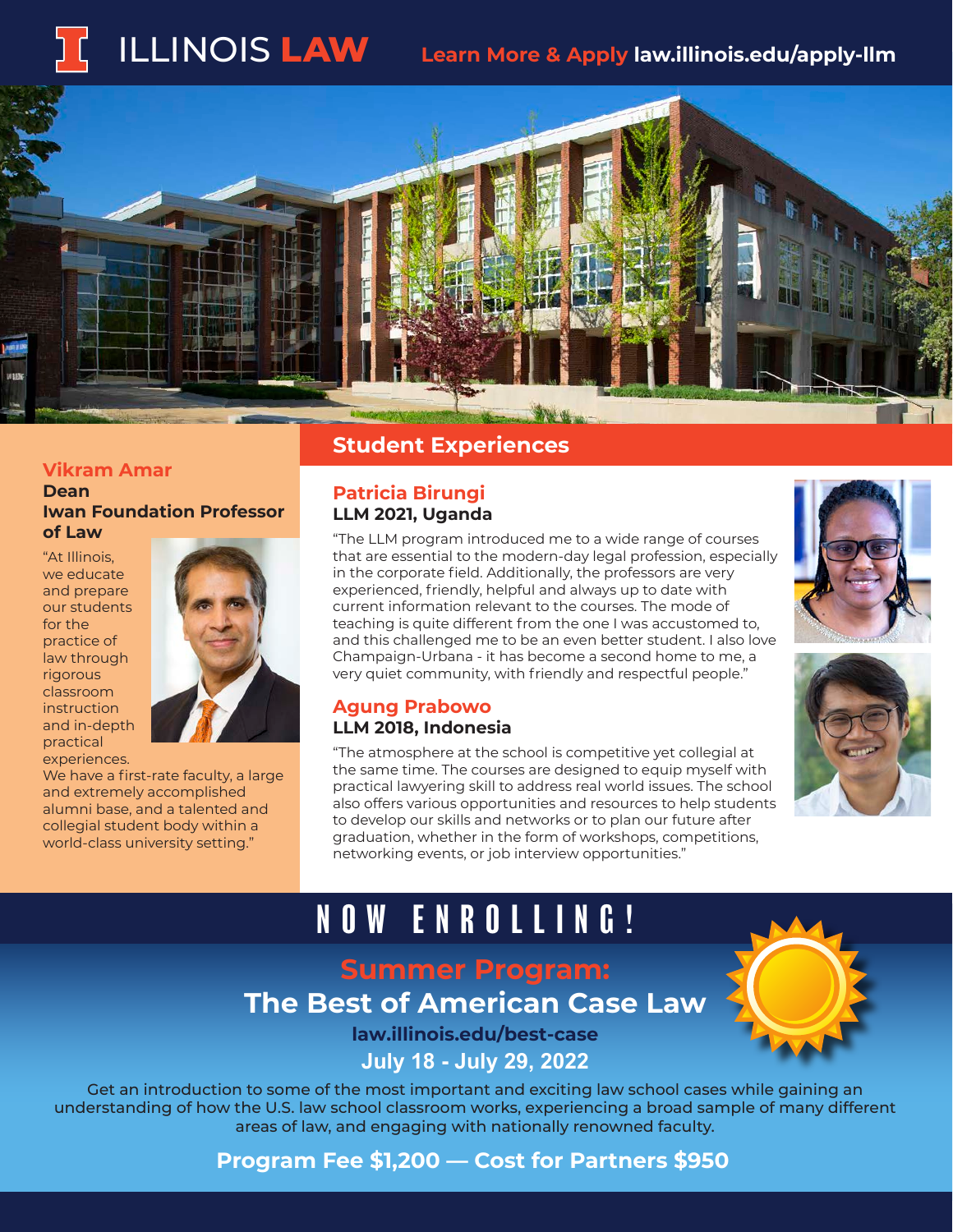ILLINOIS **LAW**

**Learn More & Apply** law.illinois.edu/apply-llm

### Vikram Amar

**Dean**
**Iwan Foundation Professor of Law**

"At Illinois, we educate and prepare our students for the practice of law through rigorous classroom instruction and in-depth practical experiences. We have a first-rate faculty, a large and extremely accomplished alumni base, and a talented and collegial student body within a world-class university setting."

## Student Experiences

### Patricia Birungi

**LLM 2021, Uganda**

"The LLM program introduced me to a wide range of courses that are essential to the modern-day legal profession, especially in the corporate field. Additionally, the professors are very experienced, friendly, helpful and always up to date with current information relevant to the courses. The mode of teaching is quite different from the one I was accustomed to, and this challenged me to be an even better student. I also love Champaign-Urbana - it has become a second home to me, a very quiet community, with friendly and respectful people."

### Agung Prabowo

**LLM 2018, Indonesia**

"The atmosphere at the school is competitive yet collegial at the same time. The courses are designed to equip myself with practical lawyering skill to address real world issues. The school also offers various opportunities and resources to help students to develop our skills and networks or to plan our future after graduation, whether in the form of workshops, competitions, networking events, or job interview opportunities."

# NOW ENROLLING!

## Summer Program:
## The Best of American Case Law

**law.illinois.edu/best-case**

**July 18 - July 29, 2022**

Get an introduction to some of the most important and exciting law school cases while gaining an understanding of how the U.S. law school classroom works, experiencing a broad sample of many different areas of law, and engaging with nationally renowned faculty.

**Program Fee $1,200 — Cost for Partners $950**